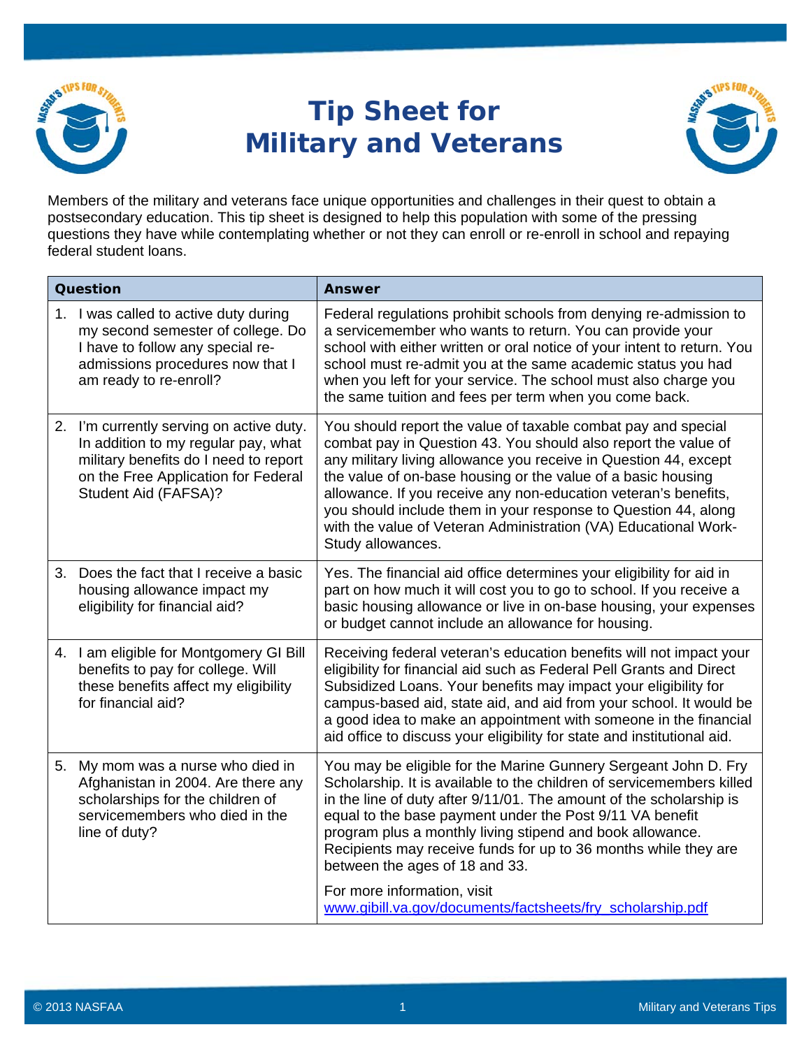# Tip Sheet for Military and Veterans

Members of the military and veterans face unique opportunities and challenges in their quest to obtain a postsecondary education. This tip sheet is designed to help this population with some of the pressing questions they have while contemplating whether or not they can enroll or re-enroll in school and repaying federal student loans.

| Question | Answer |
| --- | --- |
| 1. I was called to active duty during my second semester of college. Do I have to follow any special re-admissions procedures now that I am ready to re-enroll? | Federal regulations prohibit schools from denying re-admission to a servicemember who wants to return. You can provide your school with either written or oral notice of your intent to return. You school must re-admit you at the same academic status you had when you left for your service. The school must also charge you the same tuition and fees per term when you come back. |
| 2. I'm currently serving on active duty. In addition to my regular pay, what military benefits do I need to report on the Free Application for Federal Student Aid (FAFSA)? | You should report the value of taxable combat pay and special combat pay in Question 43. You should also report the value of any military living allowance you receive in Question 44, except the value of on-base housing or the value of a basic housing allowance. If you receive any non-education veteran's benefits, you should include them in your response to Question 44, along with the value of Veteran Administration (VA) Educational Work-Study allowances. |
| 3. Does the fact that I receive a basic housing allowance impact my eligibility for financial aid? | Yes. The financial aid office determines your eligibility for aid in part on how much it will cost you to go to school. If you receive a basic housing allowance or live in on-base housing, your expenses or budget cannot include an allowance for housing. |
| 4. I am eligible for Montgomery GI Bill benefits to pay for college. Will these benefits affect my eligibility for financial aid? | Receiving federal veteran's education benefits will not impact your eligibility for financial aid such as Federal Pell Grants and Direct Subsidized Loans. Your benefits may impact your eligibility for campus-based aid, state aid, and aid from your school. It would be a good idea to make an appointment with someone in the financial aid office to discuss your eligibility for state and institutional aid. |
| 5. My mom was a nurse who died in Afghanistan in 2004. Are there any scholarships for the children of servicemembers who died in the line of duty? | You may be eligible for the Marine Gunnery Sergeant John D. Fry Scholarship. It is available to the children of servicemembers killed in the line of duty after 9/11/01. The amount of the scholarship is equal to the base payment under the Post 9/11 VA benefit program plus a monthly living stipend and book allowance. Recipients may receive funds for up to 36 months while they are between the ages of 18 and 33.<br><br>For more information, visit www.gibill.va.gov/documents/factsheets/fry_scholarship.pdf |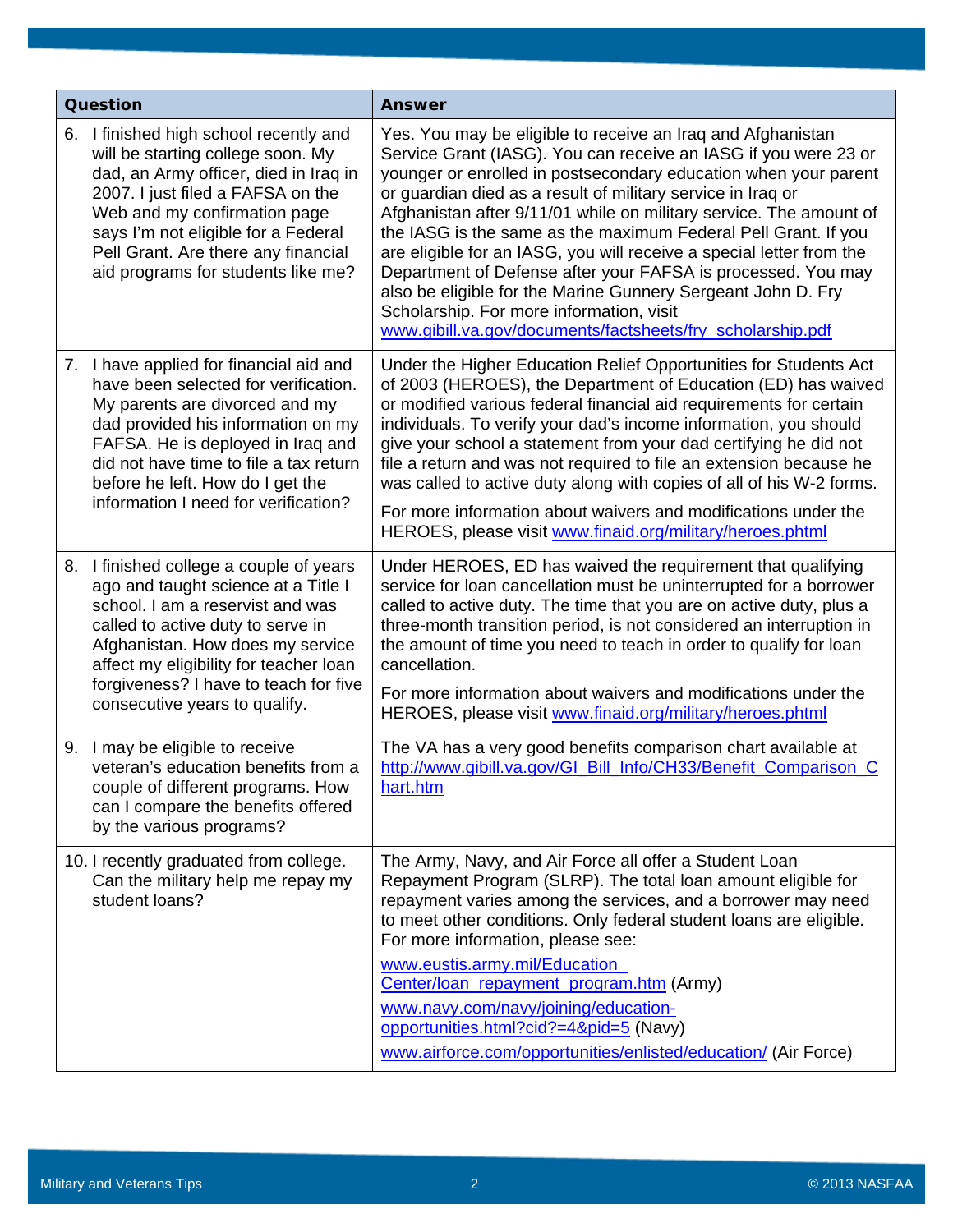| Question | Answer |
| --- | --- |
| 6. I finished high school recently and will be starting college soon. My dad, an Army officer, died in Iraq in 2007. I just filed a FAFSA on the Web and my confirmation page says I'm not eligible for a Federal Pell Grant. Are there any financial aid programs for students like me? | Yes. You may be eligible to receive an Iraq and Afghanistan Service Grant (IASG). You can receive an IASG if you were 23 or younger or enrolled in postsecondary education when your parent or guardian died as a result of military service in Iraq or Afghanistan after 9/11/01 while on military service. The amount of the IASG is the same as the maximum Federal Pell Grant. If you are eligible for an IASG, you will receive a special letter from the Department of Defense after your FAFSA is processed. You may also be eligible for the Marine Gunnery Sergeant John D. Fry Scholarship. For more information, visit www.gibill.va.gov/documents/factsheets/fry_scholarship.pdf |
| 7. I have applied for financial aid and have been selected for verification. My parents are divorced and my dad provided his information on my FAFSA. He is deployed in Iraq and did not have time to file a tax return before he left. How do I get the information I need for verification? | Under the Higher Education Relief Opportunities for Students Act of 2003 (HEROES), the Department of Education (ED) has waived or modified various federal financial aid requirements for certain individuals. To verify your dad's income information, you should give your school a statement from your dad certifying he did not file a return and was not required to file an extension because he was called to active duty along with copies of all of his W-2 forms.<br><br>For more information about waivers and modifications under the HEROES, please visit www.finaid.org/military/heroes.phtml |
| 8. I finished college a couple of years ago and taught science at a Title I school. I am a reservist and was called to active duty to serve in Afghanistan. How does my service affect my eligibility for teacher loan forgiveness? I have to teach for five consecutive years to qualify. | Under HEROES, ED has waived the requirement that qualifying service for loan cancellation must be uninterrupted for a borrower called to active duty. The time that you are on active duty, plus a three-month transition period, is not considered an interruption in the amount of time you need to teach in order to qualify for loan cancellation.<br><br>For more information about waivers and modifications under the HEROES, please visit www.finaid.org/military/heroes.phtml |
| 9. I may be eligible to receive veteran's education benefits from a couple of different programs. How can I compare the benefits offered by the various programs? | The VA has a very good benefits comparison chart available at http://www.gibill.va.gov/GI_Bill_Info/CH33/Benefit_Comparison_Chart.htm |
| 10. I recently graduated from college. Can the military help me repay my student loans? | The Army, Navy, and Air Force all offer a Student Loan Repayment Program (SLRP). The total loan amount eligible for repayment varies among the services, and a borrower may need to meet other conditions. Only federal student loans are eligible. For more information, please see:<br><br>www.eustis.army.mil/Education_Center/loan_repayment_program.htm (Army)<br><br>www.navy.com/navy/joining/education-opportunities.html?cid?=4&pid=5 (Navy)<br><br>www.airforce.com/opportunities/enlisted/education/ (Air Force) |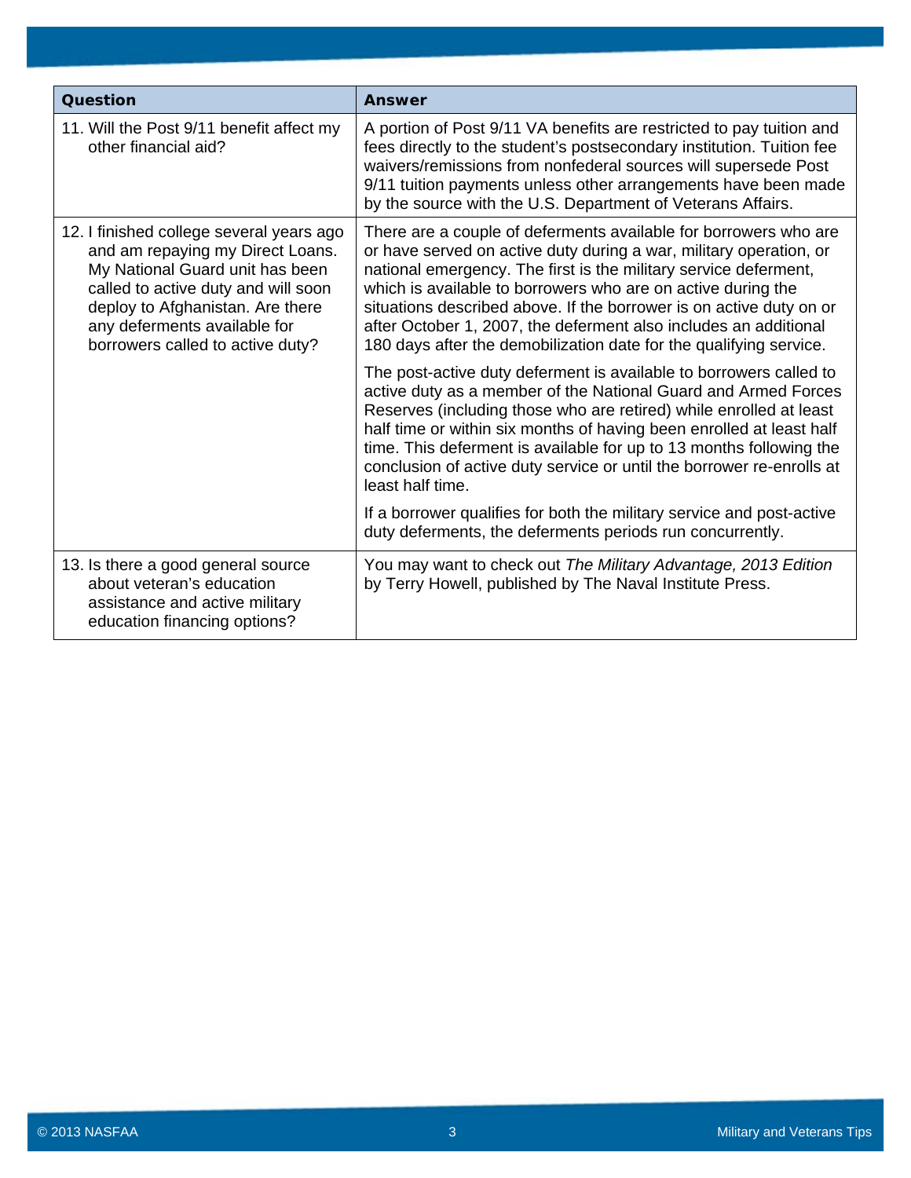| Question | Answer |
|---|---|
| 11. Will the Post 9/11 benefit affect my other financial aid? | A portion of Post 9/11 VA benefits are restricted to pay tuition and fees directly to the student's postsecondary institution. Tuition fee waivers/remissions from nonfederal sources will supersede Post 9/11 tuition payments unless other arrangements have been made by the source with the U.S. Department of Veterans Affairs. |
| 12. I finished college several years ago and am repaying my Direct Loans. My National Guard unit has been called to active duty and will soon deploy to Afghanistan. Are there any deferments available for borrowers called to active duty? | There are a couple of deferments available for borrowers who are or have served on active duty during a war, military operation, or national emergency. The first is the military service deferment, which is available to borrowers who are on active during the situations described above. If the borrower is on active duty on or after October 1, 2007, the deferment also includes an additional 180 days after the demobilization date for the qualifying service.<br><br>The post-active duty deferment is available to borrowers called to active duty as a member of the National Guard and Armed Forces Reserves (including those who are retired) while enrolled at least half time or within six months of having been enrolled at least half time. This deferment is available for up to 13 months following the conclusion of active duty service or until the borrower re-enrolls at least half time.<br><br>If a borrower qualifies for both the military service and post-active duty deferments, the deferments periods run concurrently. |
| 13. Is there a good general source about veteran's education assistance and active military education financing options? | You may want to check out *The Military Advantage, 2013 Edition* by Terry Howell, published by The Naval Institute Press. |